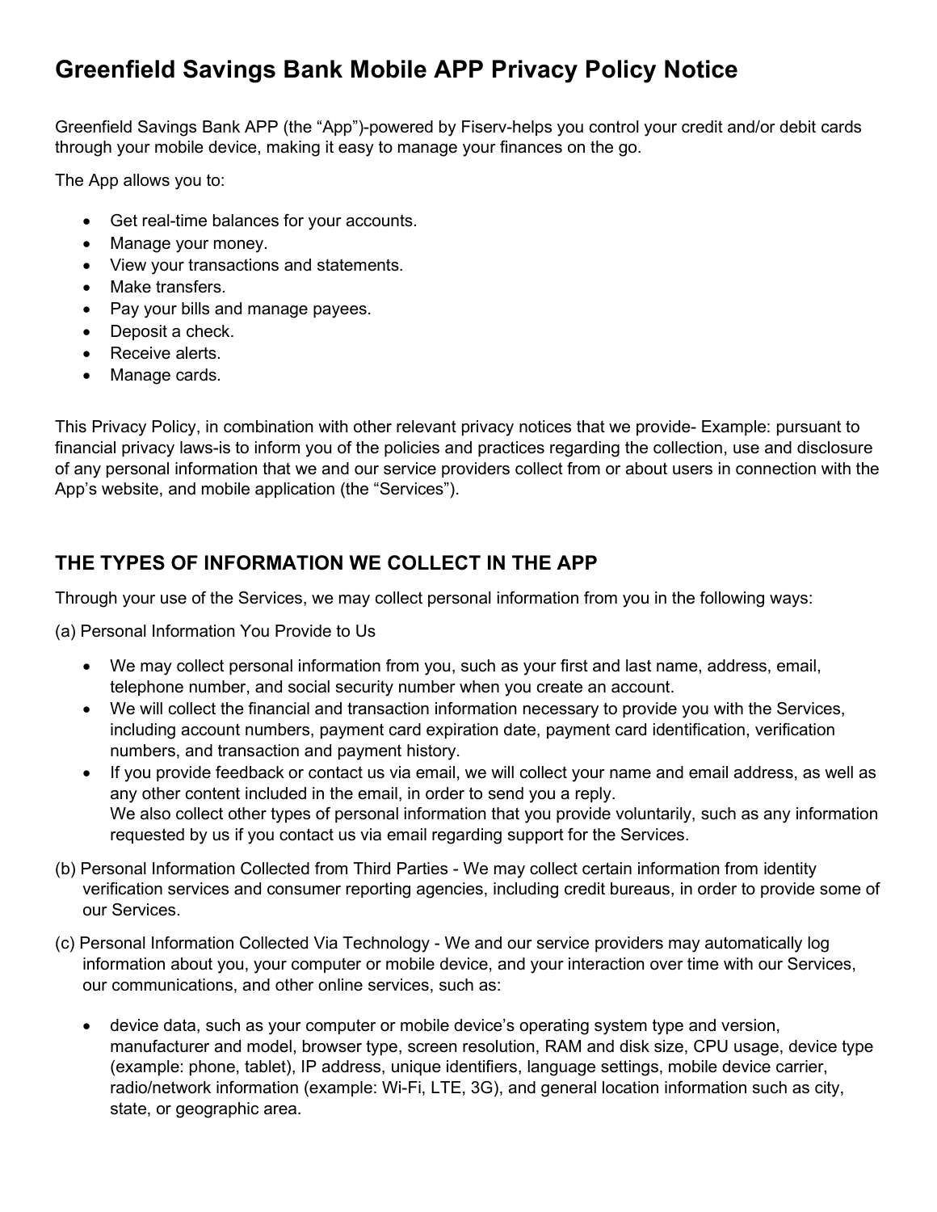# Greenfield Savings Bank Mobile APP Privacy Policy Notice

Greenfield Savings Bank APP (the "App")-powered by Fiserv-helps you control your credit and/or debit cards through your mobile device, making it easy to manage your finances on the go.

The App allows you to:

- Get real-time balances for your accounts.
- Manage your money.
- View your transactions and statements.
- Make transfers.
- Pay your bills and manage payees.
- Deposit a check.
- Receive alerts.
- Manage cards.

This Privacy Policy, in combination with other relevant privacy notices that we provide- Example: pursuant to financial privacy laws-is to inform you of the policies and practices regarding the collection, use and disclosure of any personal information that we and our service providers collect from or about users in connection with the App's website, and mobile application (the "Services").

## THE TYPES OF INFORMATION WE COLLECT IN THE APP

Through your use of the Services, we may collect personal information from you in the following ways:

(a) Personal Information You Provide to Us

- We may collect personal information from you, such as your first and last name, address, email, telephone number, and social security number when you create an account.
- We will collect the financial and transaction information necessary to provide you with the Services, including account numbers, payment card expiration date, payment card identification, verification numbers, and transaction and payment history.
- If you provide feedback or contact us via email, we will collect your name and email address, as well as any other content included in the email, in order to send you a reply.
  We also collect other types of personal information that you provide voluntarily, such as any information requested by us if you contact us via email regarding support for the Services.

(b) Personal Information Collected from Third Parties - We may collect certain information from identity verification services and consumer reporting agencies, including credit bureaus, in order to provide some of our Services.

(c) Personal Information Collected Via Technology - We and our service providers may automatically log information about you, your computer or mobile device, and your interaction over time with our Services, our communications, and other online services, such as:

- device data, such as your computer or mobile device's operating system type and version, manufacturer and model, browser type, screen resolution, RAM and disk size, CPU usage, device type (example: phone, tablet), IP address, unique identifiers, language settings, mobile device carrier, radio/network information (example: Wi-Fi, LTE, 3G), and general location information such as city, state, or geographic area.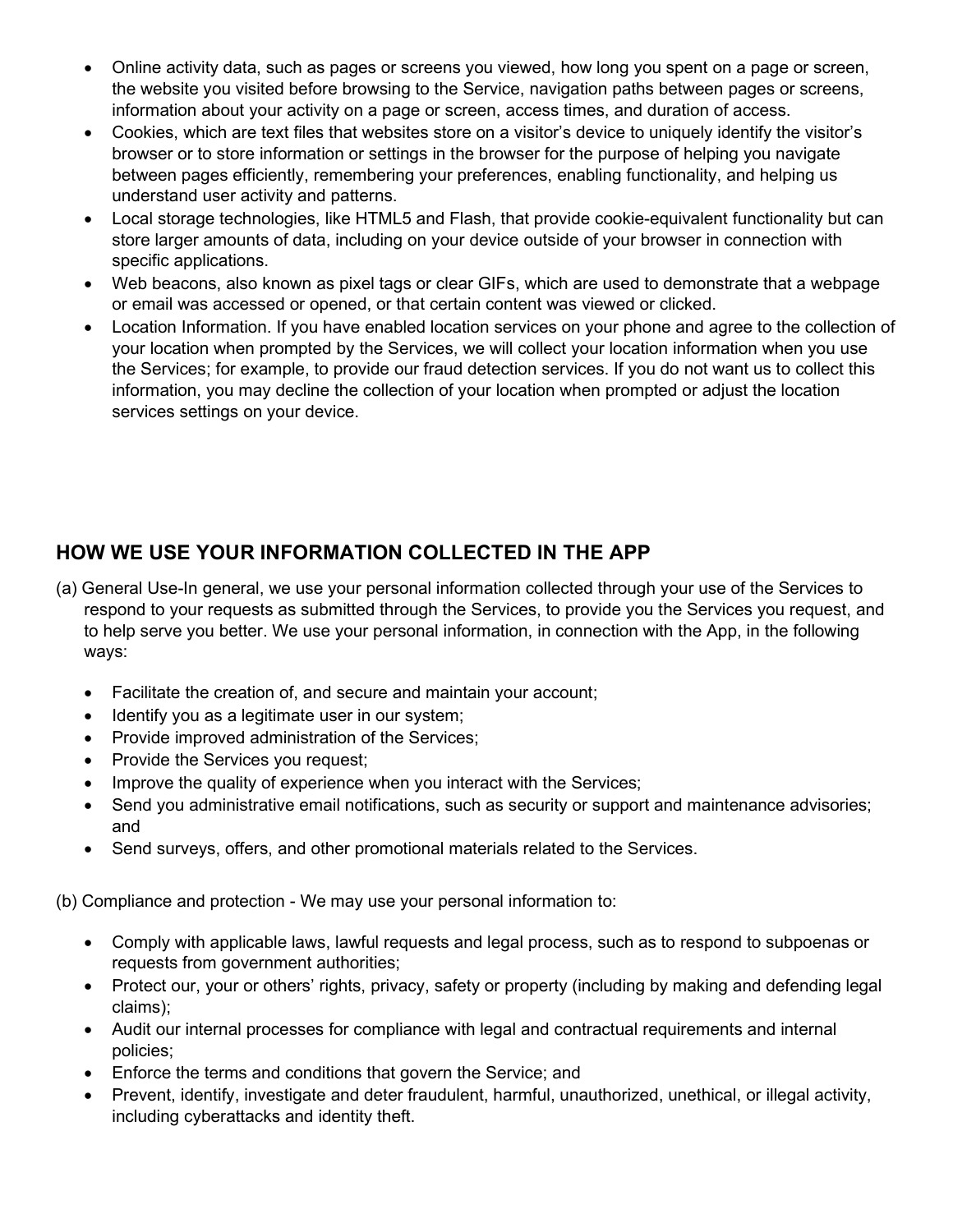- Online activity data, such as pages or screens you viewed, how long you spent on a page or screen, the website you visited before browsing to the Service, navigation paths between pages or screens, information about your activity on a page or screen, access times, and duration of access.
- Cookies, which are text files that websites store on a visitor's device to uniquely identify the visitor's browser or to store information or settings in the browser for the purpose of helping you navigate between pages efficiently, remembering your preferences, enabling functionality, and helping us understand user activity and patterns.
- Local storage technologies, like HTML5 and Flash, that provide cookie-equivalent functionality but can store larger amounts of data, including on your device outside of your browser in connection with specific applications.
- Web beacons, also known as pixel tags or clear GIFs, which are used to demonstrate that a webpage or email was accessed or opened, or that certain content was viewed or clicked.
- Location Information. If you have enabled location services on your phone and agree to the collection of your location when prompted by the Services, we will collect your location information when you use the Services; for example, to provide our fraud detection services. If you do not want us to collect this information, you may decline the collection of your location when prompted or adjust the location services settings on your device.

## HOW WE USE YOUR INFORMATION COLLECTED IN THE APP

(a) General Use-In general, we use your personal information collected through your use of the Services to respond to your requests as submitted through the Services, to provide you the Services you request, and to help serve you better. We use your personal information, in connection with the App, in the following ways:

- Facilitate the creation of, and secure and maintain your account;
- Identify you as a legitimate user in our system;
- Provide improved administration of the Services;
- Provide the Services you request;
- Improve the quality of experience when you interact with the Services;
- Send you administrative email notifications, such as security or support and maintenance advisories; and
- Send surveys, offers, and other promotional materials related to the Services.

(b) Compliance and protection - We may use your personal information to:

- Comply with applicable laws, lawful requests and legal process, such as to respond to subpoenas or requests from government authorities;
- Protect our, your or others' rights, privacy, safety or property (including by making and defending legal claims);
- Audit our internal processes for compliance with legal and contractual requirements and internal policies;
- Enforce the terms and conditions that govern the Service; and
- Prevent, identify, investigate and deter fraudulent, harmful, unauthorized, unethical, or illegal activity, including cyberattacks and identity theft.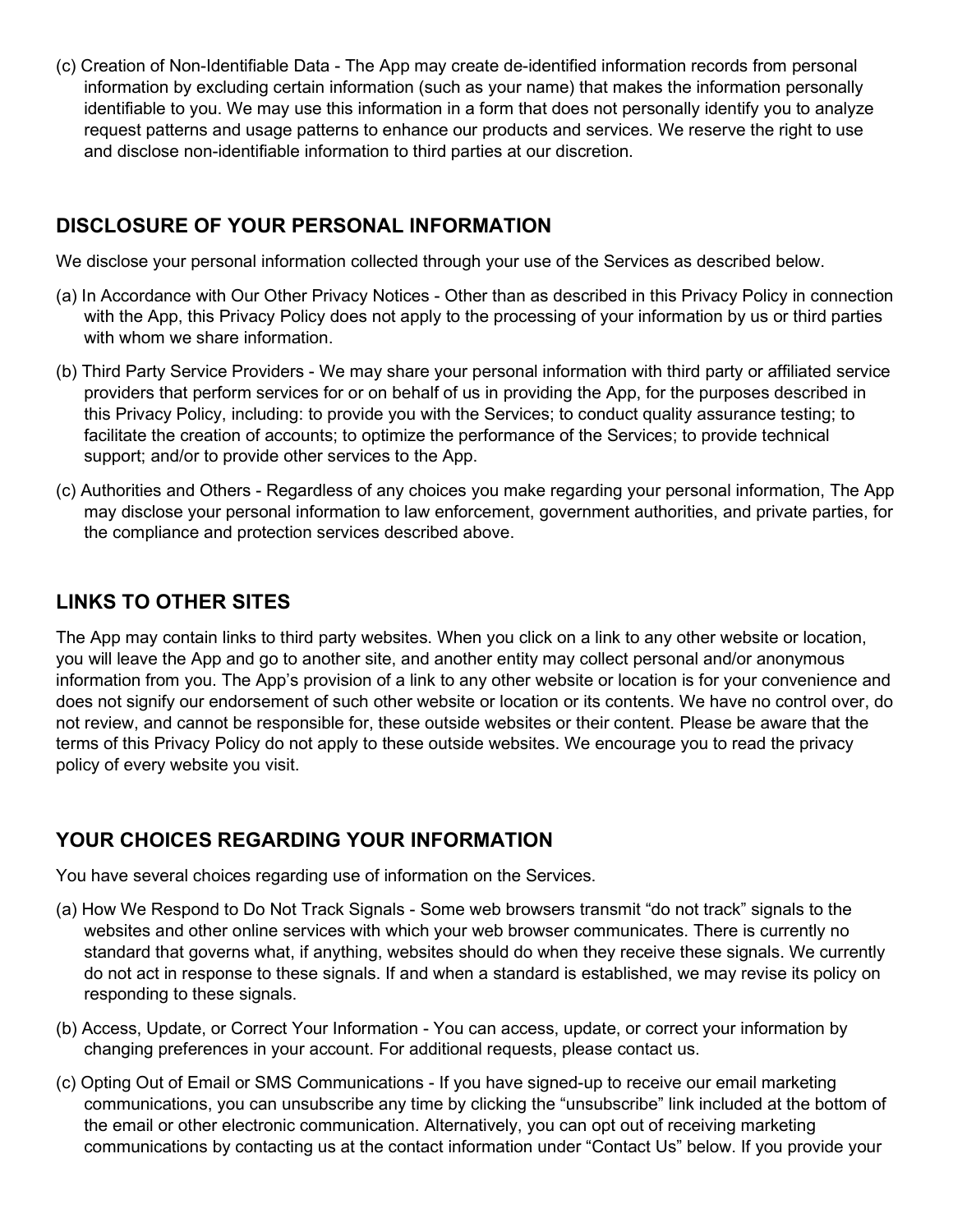(c) Creation of Non-Identifiable Data - The App may create de-identified information records from personal information by excluding certain information (such as your name) that makes the information personally identifiable to you. We may use this information in a form that does not personally identify you to analyze request patterns and usage patterns to enhance our products and services. We reserve the right to use and disclose non-identifiable information to third parties at our discretion.

## DISCLOSURE OF YOUR PERSONAL INFORMATION

We disclose your personal information collected through your use of the Services as described below.

(a) In Accordance with Our Other Privacy Notices - Other than as described in this Privacy Policy in connection with the App, this Privacy Policy does not apply to the processing of your information by us or third parties with whom we share information.

(b) Third Party Service Providers - We may share your personal information with third party or affiliated service providers that perform services for or on behalf of us in providing the App, for the purposes described in this Privacy Policy, including: to provide you with the Services; to conduct quality assurance testing; to facilitate the creation of accounts; to optimize the performance of the Services; to provide technical support; and/or to provide other services to the App.

(c) Authorities and Others - Regardless of any choices you make regarding your personal information, The App may disclose your personal information to law enforcement, government authorities, and private parties, for the compliance and protection services described above.

## LINKS TO OTHER SITES

The App may contain links to third party websites. When you click on a link to any other website or location, you will leave the App and go to another site, and another entity may collect personal and/or anonymous information from you. The App's provision of a link to any other website or location is for your convenience and does not signify our endorsement of such other website or location or its contents. We have no control over, do not review, and cannot be responsible for, these outside websites or their content. Please be aware that the terms of this Privacy Policy do not apply to these outside websites. We encourage you to read the privacy policy of every website you visit.

## YOUR CHOICES REGARDING YOUR INFORMATION

You have several choices regarding use of information on the Services.

(a) How We Respond to Do Not Track Signals - Some web browsers transmit "do not track" signals to the websites and other online services with which your web browser communicates. There is currently no standard that governs what, if anything, websites should do when they receive these signals. We currently do not act in response to these signals. If and when a standard is established, we may revise its policy on responding to these signals.

(b) Access, Update, or Correct Your Information - You can access, update, or correct your information by changing preferences in your account. For additional requests, please contact us.

(c) Opting Out of Email or SMS Communications - If you have signed-up to receive our email marketing communications, you can unsubscribe any time by clicking the "unsubscribe" link included at the bottom of the email or other electronic communication. Alternatively, you can opt out of receiving marketing communications by contacting us at the contact information under "Contact Us" below. If you provide your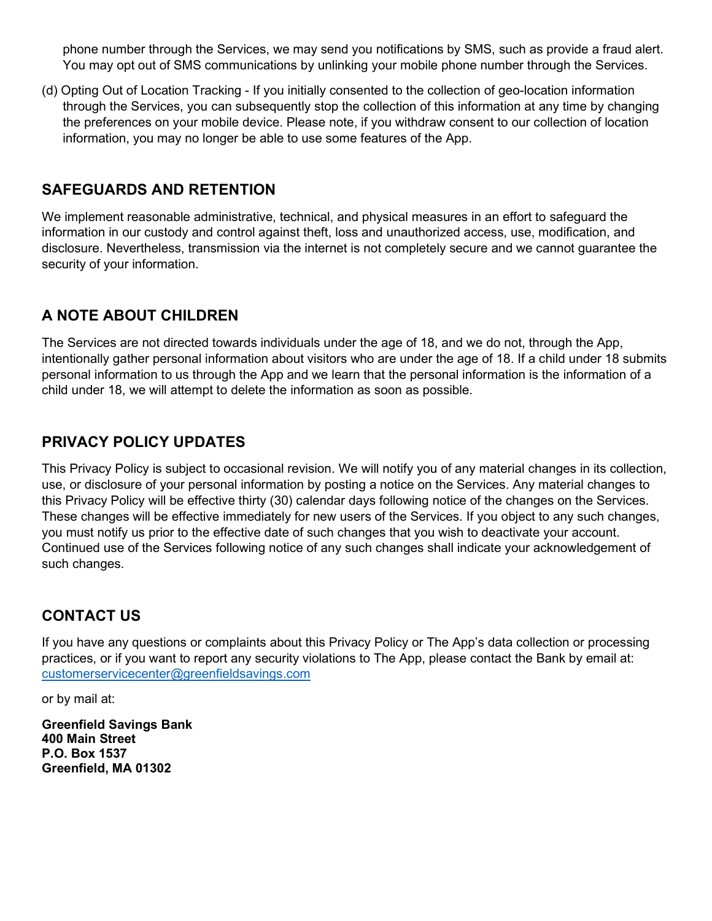phone number through the Services, we may send you notifications by SMS, such as provide a fraud alert. You may opt out of SMS communications by unlinking your mobile phone number through the Services.

(d) Opting Out of Location Tracking - If you initially consented to the collection of geo-location information through the Services, you can subsequently stop the collection of this information at any time by changing the preferences on your mobile device. Please note, if you withdraw consent to our collection of location information, you may no longer be able to use some features of the App.

## SAFEGUARDS AND RETENTION

We implement reasonable administrative, technical, and physical measures in an effort to safeguard the information in our custody and control against theft, loss and unauthorized access, use, modification, and disclosure. Nevertheless, transmission via the internet is not completely secure and we cannot guarantee the security of your information.

## A NOTE ABOUT CHILDREN

The Services are not directed towards individuals under the age of 18, and we do not, through the App, intentionally gather personal information about visitors who are under the age of 18. If a child under 18 submits personal information to us through the App and we learn that the personal information is the information of a child under 18, we will attempt to delete the information as soon as possible.

## PRIVACY POLICY UPDATES

This Privacy Policy is subject to occasional revision. We will notify you of any material changes in its collection, use, or disclosure of your personal information by posting a notice on the Services. Any material changes to this Privacy Policy will be effective thirty (30) calendar days following notice of the changes on the Services. These changes will be effective immediately for new users of the Services. If you object to any such changes, you must notify us prior to the effective date of such changes that you wish to deactivate your account. Continued use of the Services following notice of any such changes shall indicate your acknowledgement of such changes.

## CONTACT US

If you have any questions or complaints about this Privacy Policy or The App's data collection or processing practices, or if you want to report any security violations to The App, please contact the Bank by email at: customerservicecenter@greenfieldsavings.com

or by mail at:

**Greenfield Savings Bank**
**400 Main Street**
**P.O. Box 1537**
**Greenfield, MA 01302**